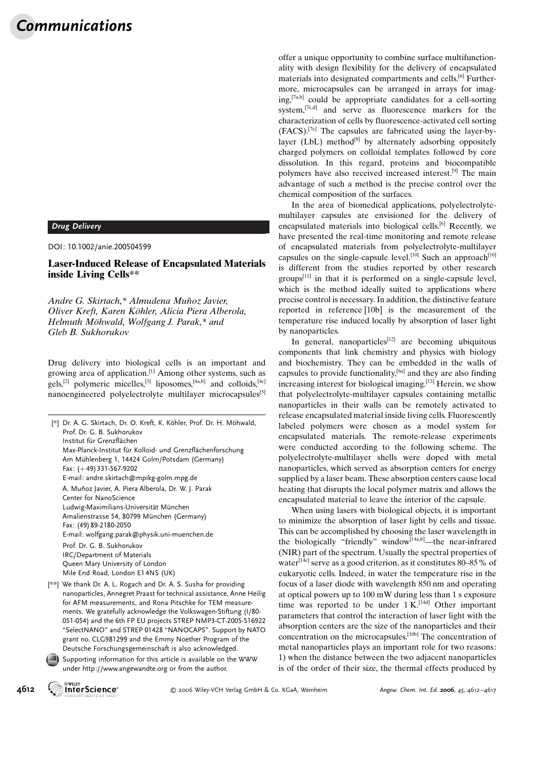Drug Delivery

DOI: 10.1002/anie.200504599

# Laser-Induced Release of Encapsulated Materials inside Living Cells[**]

*Andre G. Skirtach,* Almudena Muñoz Javier, Oliver Kreft, Karen Köhler, Alicia Piera Alberola, Helmuth Möhwald, Wolfgang J. Parak,* and Gleb B. Sukhorukov*

Drug delivery into biological cells is an important and growing area of application.[1] Among other systems, such as gels,[2] polymeric micelles,[3] liposomes,[4a,b] and colloids,[4c] nanoengineered polyelectrolyte multilayer microcapsules[5] offer a unique opportunity to combine surface multifunctionality with design flexibility for the delivery of encapsulated materials into designated compartments and cells.[6] Furthermore, microcapsules can be arranged in arrays for imaging,[7a,b] could be appropriate candidates for a cell-sorting system,[7c,d] and serve as fluorescence markers for the characterization of cells by fluorescence-activated cell sorting (FACS).[7e] The capsules are fabricated using the layer-by-layer (LbL) method[8] by alternately adsorbing oppositely charged polymers on colloidal templates followed by core dissolution. In this regard, proteins and biocompatible polymers have also received increased interest.[9] The main advantage of such a method is the precise control over the chemical composition of the surfaces.

In the area of biomedical applications, polyelectrolyte-multilayer capsules are envisioned for the delivery of encapsulated materials into biological cells.[6] Recently, we have presented the real-time monitoring and remote release of encapsulated materials from polyelectrolyte-multilayer capsules on the single-capsule level.[10] Such an approach[10] is different from the studies reported by other research groups[11] in that it is performed on a single-capsule level, which is the method ideally suited to applications where precise control is necessary. In addition, the distinctive feature reported in reference [10b] is the measurement of the temperature rise induced locally by absorption of laser light by nanoparticles.

In general, nanoparticles[12] are becoming ubiquitous components that link chemistry and physics with biology and biochemistry. They can be embedded in the walls of capsules to provide functionality,[6a] and they are also finding increasing interest for biological imaging.[13] Herein, we show that polyelectrolyte-multilayer capsules containing metallic nanoparticles in their walls can be remotely activated to release encapsulated material inside living cells. Fluorescently labeled polymers were chosen as a model system for encapsulated materials. The remote-release experiments were conducted according to the following scheme. The polyelectrolyte-multilayer shells were doped with metal nanoparticles, which served as absorption centers for energy supplied by a laser beam. These absorption centers cause local heating that disrupts the local polymer matrix and allows the encapsulated material to leave the interior of the capsule.

When using lasers with biological objects, it is important to minimize the absorption of laser light by cells and tissue. This can be accomplished by choosing the laser wavelength in the biologically "friendly" window[14a,b]—the near-infrared (NIR) part of the spectrum. Usually the spectral properties of water[14c] serve as a good criterion, as it constitutes 80–85% of eukaryotic cells. Indeed, in water the temperature rise in the focus of a laser diode with wavelength 850 nm and operating at optical powers up to 100 mW during less than 1 s exposure time was reported to be under 1 K.[14d] Other important parameters that control the interaction of laser light with the absorption centers are the size of the nanoparticles and their concentration on the microcapsules.[10b] The concentration of metal nanoparticles plays an important role for two reasons: 1) when the distance between the two adjacent nanoparticles is of the order of their size, the thermal effects produced by

---

[*] Dr. A. G. Skirtach, Dr. O. Kreft, K. Köhler, Prof. Dr. H. Möhwald, Prof. Dr. G. B. Sukhorukov
Institut für Grenzflächen
Max-Planck-Institut für Kolloid- und Grenzflächenforschung
Am Mühlenberg 1, 14424 Golm/Potsdam (Germany)
Fax: (+49) 331-567-9202
E-mail: andre.skirtach@mpikg-golm.mpg.de

A. Muñoz Javier, A. Piera Alberola, Dr. W. J. Parak
Center for NanoScience
Ludwig-Maximilians-Universität München
Amalienstrasse 54, 80799 München (Germany)
Fax: (49) 89-2180-2050
E-mail: wolfgang.parak@physik.uni-muenchen.de

Prof. Dr. G. B. Sukhorukov
IRC/Department of Materials
Queen Mary University of London
Mile End Road, London E1 4NS (UK)

[**] We thank Dr. A. L. Rogach and Dr. A. S. Susha for providing nanoparticles, Annegret Praast for technical assistance, Anne Heilig for AFM measurements, and Rona Pitschke for TEM measurements. We gratefully acknowledge the Volkswagen-Stiftung (I/80-051-054) and the 6th FP EU projects STREP NMP3-CT-2005-516922 "SelectNANO" and STREP 01428 "NANOCAPS". Support by NATO grant no. CLG981299 and the Emmy Noether Program of the Deutsche Forschungsgemeinschaft is also acknowledged.

Supporting information for this article is available on the WWW under http://www.angewandte.org or from the author.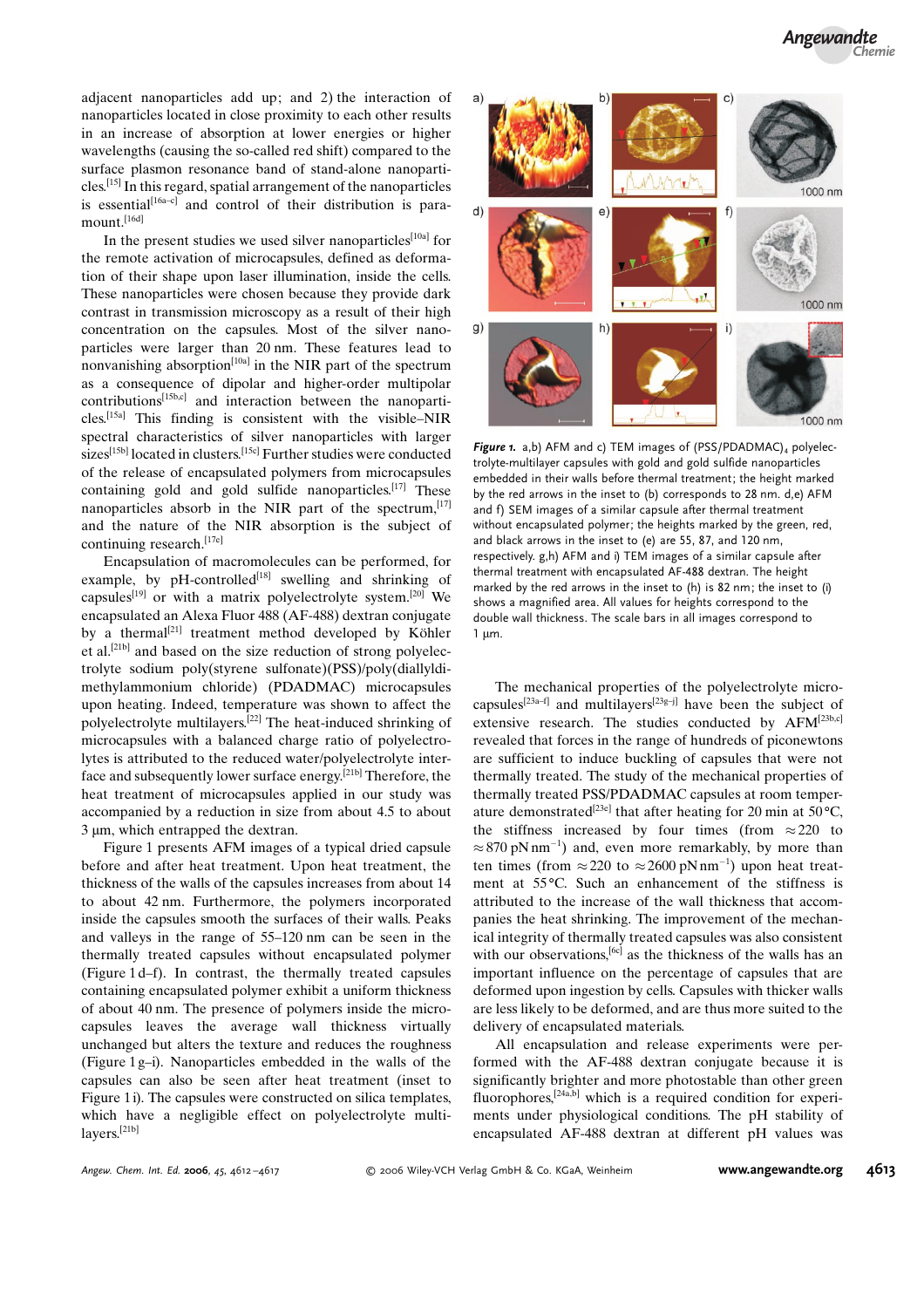adjacent nanoparticles add up; and 2) the interaction of nanoparticles located in close proximity to each other results in an increase of absorption at lower energies or higher wavelengths (causing the so-called red shift) compared to the surface plasmon resonance band of stand-alone nanoparticles.[15] In this regard, spatial arrangement of the nanoparticles is essential[16a–c] and control of their distribution is paramount.[16d]

In the present studies we used silver nanoparticles[10a] for the remote activation of microcapsules, defined as deformation of their shape upon laser illumination, inside the cells. These nanoparticles were chosen because they provide dark contrast in transmission microscopy as a result of their high concentration on the capsules. Most of the silver nanoparticles were larger than 20 nm. These features lead to nonvanishing absorption[10a] in the NIR part of the spectrum as a consequence of dipolar and higher-order multipolar contributions[15b,c] and interaction between the nanoparticles.[15a] This finding is consistent with the visible–NIR spectral characteristics of silver nanoparticles with larger sizes[15b] located in clusters.[15c] Further studies were conducted of the release of encapsulated polymers from microcapsules containing gold and gold sulfide nanoparticles.[17] These nanoparticles absorb in the NIR part of the spectrum,[17] and the nature of the NIR absorption is the subject of continuing research.[17e]

Encapsulation of macromolecules can be performed, for example, by pH-controlled[18] swelling and shrinking of capsules[19] or with a matrix polyelectrolyte system.[20] We encapsulated an Alexa Fluor 488 (AF-488) dextran conjugate by a thermal[21] treatment method developed by Köhler et al.[21b] and based on the size reduction of strong polyelectrolyte sodium poly(styrene sulfonate)(PSS)/poly(diallyldimethylammonium chloride) (PDADMAC) microcapsules upon heating. Indeed, temperature was shown to affect the polyelectrolyte multilayers.[22] The heat-induced shrinking of microcapsules with a balanced charge ratio of polyelectrolytes is attributed to the reduced water/polyelectrolyte interface and subsequently lower surface energy.[21b] Therefore, the heat treatment of microcapsules applied in our study was accompanied by a reduction in size from about 4.5 to about 3 μm, which entrapped the dextran.

Figure 1 presents AFM images of a typical dried capsule before and after heat treatment. Upon heat treatment, the thickness of the walls of the capsules increases from about 14 to about 42 nm. Furthermore, the polymers incorporated inside the capsules smooth the surfaces of their walls. Peaks and valleys in the range of 55–120 nm can be seen in the thermally treated capsules without encapsulated polymer (Figure 1 d–f). In contrast, the thermally treated capsules containing encapsulated polymer exhibit a uniform thickness of about 40 nm. The presence of polymers inside the microcapsules leaves the average wall thickness virtually unchanged but alters the texture and reduces the roughness (Figure 1 g–i). Nanoparticles embedded in the walls of the capsules can also be seen after heat treatment (inset to Figure 1 i). The capsules were constructed on silica templates, which have a negligible effect on polyelectrolyte multilayers.[21b]

***Figure 1.*** a,b) AFM and c) TEM images of $(PSS/PDADMAC)_4$ polyelectrolyte-multilayer capsules with gold and gold sulfide nanoparticles embedded in their walls before thermal treatment; the height marked by the red arrows in the inset to (b) corresponds to 28 nm. d,e) AFM and f) SEM images of a similar capsule after thermal treatment without encapsulated polymer; the heights marked by the green, red, and black arrows in the inset to (e) are 55, 87, and 120 nm, respectively. g,h) AFM and i) TEM images of a similar capsule after thermal treatment with encapsulated AF-488 dextran. The height marked by the red arrows in the inset to (h) is 82 nm; the inset to (i) shows a magnified area. All values for heights correspond to the double wall thickness. The scale bars in all images correspond to 1 μm.

The mechanical properties of the polyelectrolyte microcapsules[23a–f] and multilayers[23g–j] have been the subject of extensive research. The studies conducted by AFM[23b,c] revealed that forces in the range of hundreds of piconewtons are sufficient to induce buckling of capsules that were not thermally treated. The study of the mechanical properties of thermally treated PSS/PDADMAC capsules at room temperature demonstrated[23e] that after heating for 20 min at 50 °C, the stiffness increased by four times (from $\approx 220$ to $\approx 870$ $pN\,nm^{-1}$) and, even more remarkably, by more than ten times (from $\approx 220$ to $\approx 2600$ $pN\,nm^{-1}$) upon heat treatment at 55 °C. Such an enhancement of the stiffness is attributed to the increase of the wall thickness that accompanies the heat shrinking. The improvement of the mechanical integrity of thermally treated capsules was also consistent with our observations,[6c] as the thickness of the walls has an important influence on the percentage of capsules that are deformed upon ingestion by cells. Capsules with thicker walls are less likely to be deformed, and are thus more suited to the delivery of encapsulated materials.

All encapsulation and release experiments were performed with the AF-488 dextran conjugate because it is significantly brighter and more photostable than other green fluorophores,[24a,b] which is a required condition for experiments under physiological conditions. The pH stability of encapsulated AF-488 dextran at different pH values was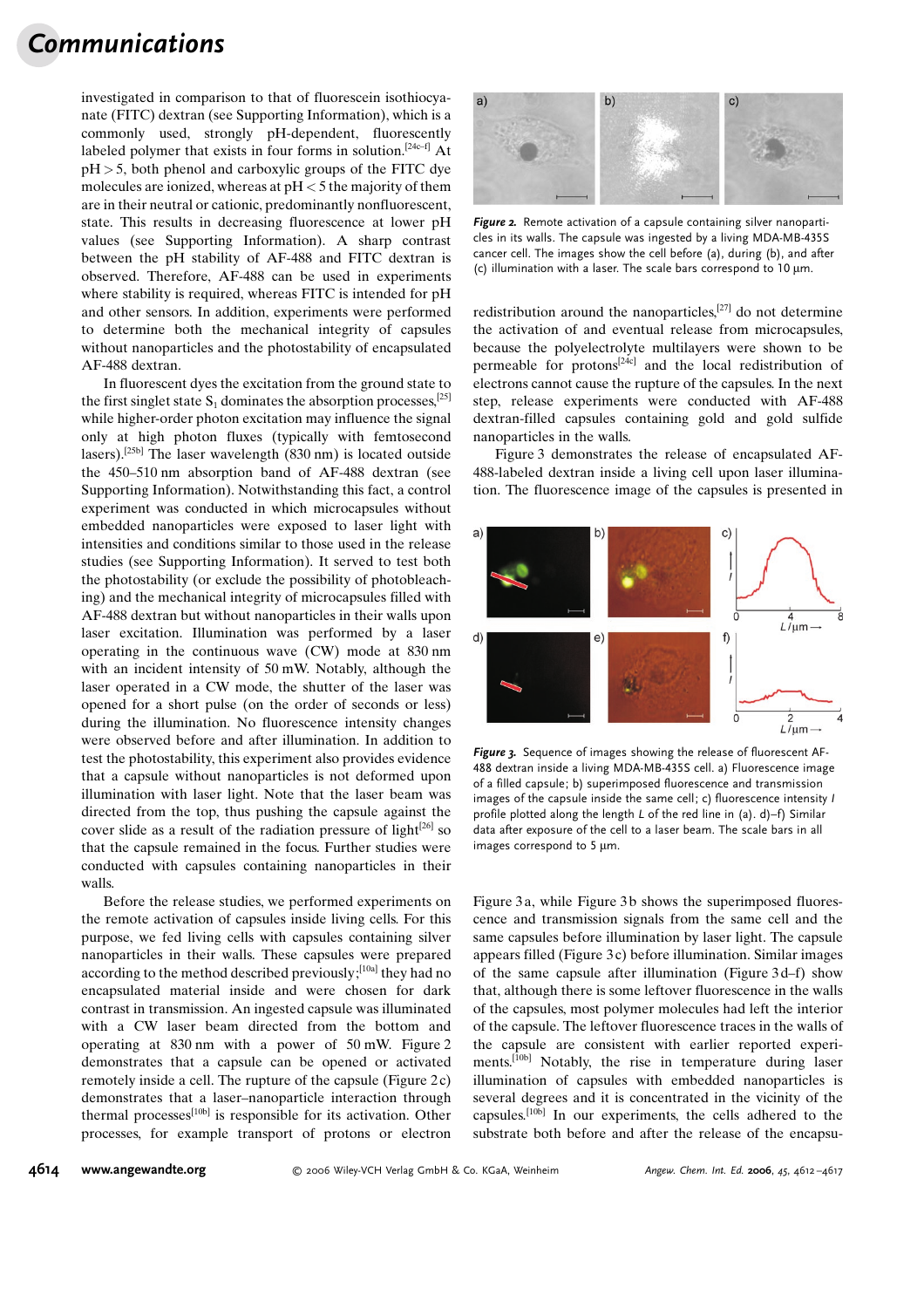investigated in comparison to that of fluorescein isothiocyanate (FITC) dextran (see Supporting Information), which is a commonly used, strongly pH-dependent, fluorescently labeled polymer that exists in four forms in solution.[24c–f] At pH > 5, both phenol and carboxylic groups of the FITC dye molecules are ionized, whereas at pH < 5 the majority of them are in their neutral or cationic, predominantly nonfluorescent, state. This results in decreasing fluorescence at lower pH values (see Supporting Information). A sharp contrast between the pH stability of AF-488 and FITC dextran is observed. Therefore, AF-488 can be used in experiments where stability is required, whereas FITC is intended for pH and other sensors. In addition, experiments were performed to determine both the mechanical integrity of capsules without nanoparticles and the photostability of encapsulated AF-488 dextran.

In fluorescent dyes the excitation from the ground state to the first singlet state $S_1$ dominates the absorption processes,[25] while higher-order photon excitation may influence the signal only at high photon fluxes (typically with femtosecond lasers).[25b] The laser wavelength (830 nm) is located outside the 450–510 nm absorption band of AF-488 dextran (see Supporting Information). Notwithstanding this fact, a control experiment was conducted in which microcapsules without embedded nanoparticles were exposed to laser light with intensities and conditions similar to those used in the release studies (see Supporting Information). It served to test both the photostability (or exclude the possibility of photobleaching) and the mechanical integrity of microcapsules filled with AF-488 dextran but without nanoparticles in their walls upon laser excitation. Illumination was performed by a laser operating in the continuous wave (CW) mode at 830 nm with an incident intensity of 50 mW. Notably, although the laser operated in a CW mode, the shutter of the laser was opened for a short pulse (on the order of seconds or less) during the illumination. No fluorescence intensity changes were observed before and after illumination. In addition to test the photostability, this experiment also provides evidence that a capsule without nanoparticles is not deformed upon illumination with laser light. Note that the laser beam was directed from the top, thus pushing the capsule against the cover slide as a result of the radiation pressure of light[26] so that the capsule remained in the focus. Further studies were conducted with capsules containing nanoparticles in their walls.

Before the release studies, we performed experiments on the remote activation of capsules inside living cells. For this purpose, we fed living cells with capsules containing silver nanoparticles in their walls. These capsules were prepared according to the method described previously;[10a] they had no encapsulated material inside and were chosen for dark contrast in transmission. An ingested capsule was illuminated with a CW laser beam directed from the bottom and operating at 830 nm with a power of 50 mW. Figure 2 demonstrates that a capsule can be opened or activated remotely inside a cell. The rupture of the capsule (Figure 2c) demonstrates that a laser–nanoparticle interaction through thermal processes[10b] is responsible for its activation. Other processes, for example transport of protons or electron redistribution around the nanoparticles,[27] do not determine the activation of and eventual release from microcapsules, because the polyelectrolyte multilayers were shown to be permeable for protons[24c] and the local redistribution of electrons cannot cause the rupture of the capsules. In the next step, release experiments were conducted with AF-488 dextran-filled capsules containing gold and gold sulfide nanoparticles in the walls.

*Figure 2.* Remote activation of a capsule containing silver nanoparticles in its walls. The capsule was ingested by a living MDA-MB-435S cancer cell. The images show the cell before (a), during (b), and after (c) illumination with a laser. The scale bars correspond to 10 μm.

Figure 3 demonstrates the release of encapsulated AF-488-labeled dextran inside a living cell upon laser illumination. The fluorescence image of the capsules is presented in Figure 3a, while Figure 3b shows the superimposed fluorescence and transmission signals from the same cell and the same capsules before illumination by laser light. The capsule appears filled (Figure 3c) before illumination. Similar images of the same capsule after illumination (Figure 3d–f) show that, although there is some leftover fluorescence in the walls of the capsules, most polymer molecules had left the interior of the capsule. The leftover fluorescence traces in the walls of the capsule are consistent with earlier reported experiments.[10b] Notably, the rise in temperature during laser illumination of capsules with embedded nanoparticles is several degrees and it is concentrated in the vicinity of the capsules.[10b] In our experiments, the cells adhered to the substrate both before and after the release of the encapsu-

*Figure 3.* Sequence of images showing the release of fluorescent AF-488 dextran inside a living MDA-MB-435S cell. a) Fluorescence image of a filled capsule; b) superimposed fluorescence and transmission images of the capsule inside the same cell; c) fluorescence intensity $I$ profile plotted along the length $L$ of the red line in (a). d)–f) Similar data after exposure of the cell to a laser beam. The scale bars in all images correspond to 5 μm.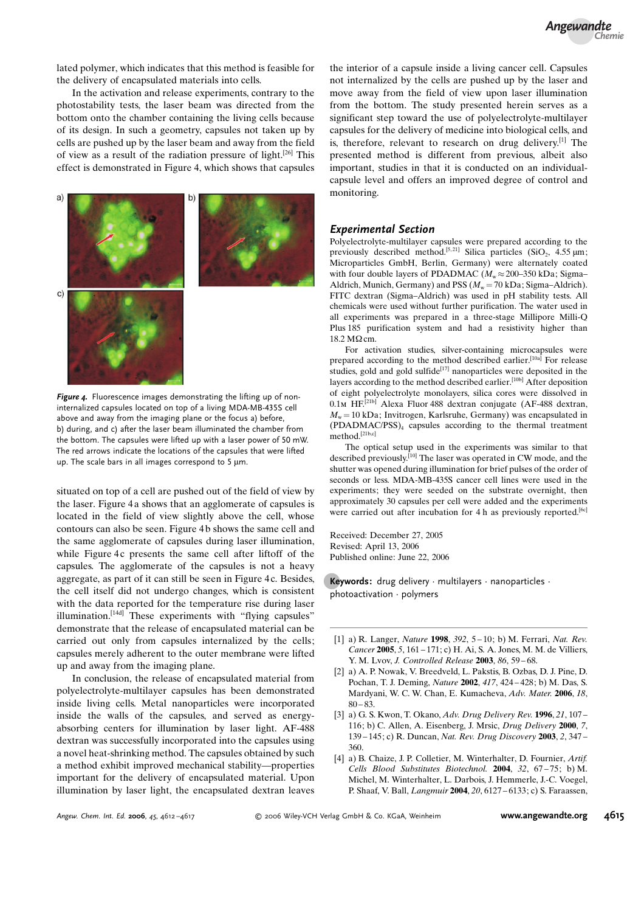lated polymer, which indicates that this method is feasible for the delivery of encapsulated materials into cells.

In the activation and release experiments, contrary to the photostability tests, the laser beam was directed from the bottom onto the chamber containing the living cells because of its design. In such a geometry, capsules not taken up by cells are pushed up by the laser beam and away from the field of view as a result of the radiation pressure of light.[26] This effect is demonstrated in Figure 4, which shows that capsules situated on top of a cell are pushed out of the field of view by the laser. Figure 4a shows that an agglomerate of capsules is located in the field of view slightly above the cell, whose contours can also be seen. Figure 4b shows the same cell and the same agglomerate of capsules during laser illumination, while Figure 4c presents the same cell after liftoff of the capsules. The agglomerate of the capsules is not a heavy aggregate, as part of it can still be seen in Figure 4c. Besides, the cell itself did not undergo changes, which is consistent with the data reported for the temperature rise during laser illumination.[14d] These experiments with "flying capsules" demonstrate that the release of encapsulated material can be carried out only from capsules internalized by the cells; capsules merely adherent to the outer membrane were lifted up and away from the imaging plane.

***Figure 4.*** Fluorescence images demonstrating the lifting up of non-internalized capsules located on top of a living MDA-MB-435S cell above and away from the imaging plane or the focus a) before, b) during, and c) after the laser beam illuminated the chamber from the bottom. The capsules were lifted up with a laser power of 50 mW. The red arrows indicate the locations of the capsules that were lifted up. The scale bars in all images correspond to 5 μm.

In conclusion, the release of encapsulated material from polyelectrolyte-multilayer capsules has been demonstrated inside living cells. Metal nanoparticles were incorporated inside the walls of the capsules, and served as energy-absorbing centers for illumination by laser light. AF-488 dextran was successfully incorporated into the capsules using a novel heat-shrinking method. The capsules obtained by such a method exhibit improved mechanical stability—properties important for the delivery of encapsulated material. Upon illumination by laser light, the encapsulated dextran leaves the interior of a capsule inside a living cancer cell. Capsules not internalized by the cells are pushed up by the laser and move away from the field of view upon laser illumination from the bottom. The study presented herein serves as a significant step toward the use of polyelectrolyte-multilayer capsules for the delivery of medicine into biological cells, and is, therefore, relevant to research on drug delivery.[1] The presented method is different from previous, albeit also important, studies in that it is conducted on an individual-capsule level and offers an improved degree of control and monitoring.

## Experimental Section

Polyelectrolyte-multilayer capsules were prepared according to the previously described method.[5,21] Silica particles ($SiO_2$, 4.55 μm; Microparticles GmbH, Berlin, Germany) were alternately coated with four double layers of PDADMAC ($M_w \approx 200$–350 kDa; Sigma–Aldrich, Munich, Germany) and PSS ($M_w = 70$ kDa; Sigma–Aldrich). FITC dextran (Sigma–Aldrich) was used in pH stability tests. All chemicals were used without further purification. The water used in all experiments was prepared in a three-stage Millipore Milli-Q Plus 185 purification system and had a resistivity higher than 18.2 MΩcm.

For activation studies, silver-containing microcapsules were prepared according to the method described earlier.[10a] For release studies, gold and gold sulfide[17] nanoparticles were deposited in the layers according to the method described earlier.[10b] After deposition of eight polyelectrolyte monolayers, silica cores were dissolved in 0.1 M HF.[21b] Alexa Fluor 488 dextran conjugate (AF-488 dextran, $M_w = 10$ kDa; Invitrogen, Karlsruhe, Germany) was encapsulated in $(PDADMAC/PSS)_4$ capsules according to the thermal treatment method.[21b,c]

The optical setup used in the experiments was similar to that described previously.[10] The laser was operated in CW mode, and the shutter was opened during illumination for brief pulses of the order of seconds or less. MDA-MB-435S cancer cell lines were used in the experiments; they were seeded on the substrate overnight, then approximately 30 capsules per cell were added and the experiments were carried out after incubation for 4 h as previously reported.[6c]

Received: December 27, 2005
Revised: April 13, 2006
Published online: June 22, 2006

**Keywords:** drug delivery · multilayers · nanoparticles · photoactivation · polymers

[1] a) R. Langer, *Nature* **1998**, *392*, 5–10; b) M. Ferrari, *Nat. Rev. Cancer* **2005**, *5*, 161–171; c) H. Ai, S. A. Jones, M. M. de Villiers, Y. M. Lvov, *J. Controlled Release* **2003**, *86*, 59–68.

[2] a) A. P. Nowak, V. Breedveld, L. Pakstis, B. Ozbas, D. J. Pine, D. Pochan, T. J. Deming, *Nature* **2002**, *417*, 424–428; b) M. Das, S. Mardyani, W. C. W. Chan, E. Kumacheva, *Adv. Mater.* **2006**, *18*, 80–83.

[3] a) G. S. Kwon, T. Okano, *Adv. Drug Delivery Rev.* **1996**, *21*, 107–116; b) C. Allen, A. Eisenberg, J. Mrsic, *Drug Delivery* **2000**, *7*, 139–145; c) R. Duncan, *Nat. Rev. Drug Discovery* **2003**, *2*, 347–360.

[4] a) B. Chaize, J. P. Colletier, M. Winterhalter, D. Fournier, *Artif. Cells Blood Substitutes Biotechnol.* **2004**, *32*, 67–75; b) M. Michel, M. Winterhalter, L. Darbois, J. Hemmerle, J.-C. Voegel, P. Shaaf, V. Ball, *Langmuir* **2004**, *20*, 6127–6133; c) S. Faraassen,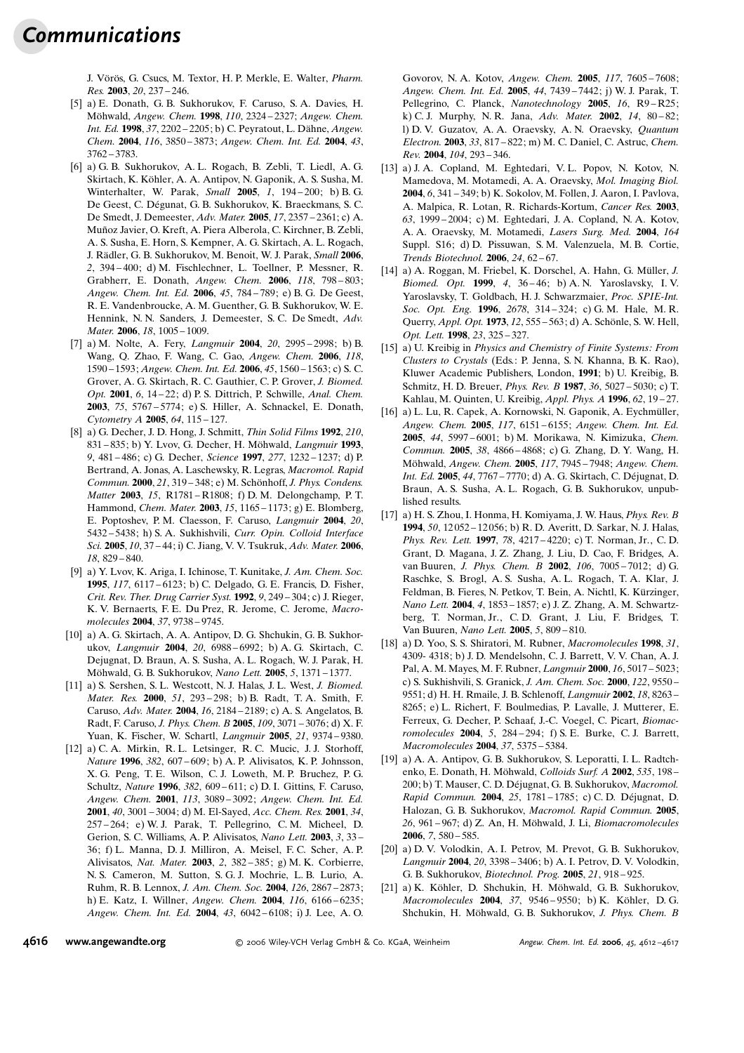J. Vörös, G. Csucs, M. Textor, H. P. Merkle, E. Walter, *Pharm. Res.* **2003**, *20*, 237 – 246.

[5] a) E. Donath, G. B. Sukhorukov, F. Caruso, S. A. Davies, H. Möhwald, *Angew. Chem.* **1998**, *110*, 2324 – 2327; *Angew. Chem. Int. Ed.* **1998**, *37*, 2202 – 2205; b) C. Peyratout, L. Dähne, *Angew. Chem.* **2004**, *116*, 3850 – 3873; *Angew. Chem. Int. Ed.* **2004**, *43*, 3762 – 3783.

[6] a) G. B. Sukhorukov, A. L. Rogach, B. Zebli, T. Liedl, A. G. Skirtach, K. Köhler, A. A. Antipov, N. Gaponik, A. S. Susha, M. Winterhalter, W. Parak, *Small* **2005**, *1*, 194 – 200; b) B. G. De Geest, C. Dégunat, G. B. Sukhorukov, K. Braeckmans, S. C. De Smedt, J. Demeester, *Adv. Mater.* **2005**, *17*, 2357 – 2361; c) A. Muñoz Javier, O. Kreft, A. Piera Alberola, C. Kirchner, B. Zebli, A. S. Susha, E. Horn, S. Kempner, A. G. Skirtach, A. L. Rogach, J. Rädler, G. B. Sukhorukov, M. Benoit, W. J. Parak, *Small* **2006**, *2*, 394 – 400; d) M. Fischlechner, L. Toellner, P. Messner, R. Grabherr, E. Donath, *Angew. Chem.* **2006**, *118*, 798 – 803; *Angew. Chem. Int. Ed.* **2006**, *45*, 784 – 789; e) B. G. De Geest, R. E. Vandenbroucke, A. M. Guenther, G. B. Sukhorukov, W. E. Hennink, N. N. Sanders, J. Demeester, S. C. De Smedt, *Adv. Mater.* **2006**, *18*, 1005 – 1009.

[7] a) M. Nolte, A. Fery, *Langmuir* **2004**, *20*, 2995 – 2998; b) B. Wang, Q. Zhao, F. Wang, C. Gao, *Angew. Chem.* **2006**, *118*, 1590 – 1593; *Angew. Chem. Int. Ed.* **2006**, *45*, 1560 – 1563; c) S. C. Grover, A. G. Skirtach, R. C. Gauthier, C. P. Grover, *J. Biomed. Opt.* **2001**, *6*, 14 – 22; d) P. S. Dittrich, P. Schwille, *Anal. Chem.* **2003**, *75*, 5767 – 5774; e) S. Hiller, A. Schnackel, E. Donath, *Cytometry A* **2005**, *64*, 115 – 127.

[8] a) G. Decher, J. D. Hong, J. Schmitt, *Thin Solid Films* **1992**, *210*, 831 – 835; b) Y. Lvov, G. Decher, H. Möhwald, *Langmuir* **1993**, *9*, 481 – 486; c) G. Decher, *Science* **1997**, *277*, 1232 – 1237; d) P. Bertrand, A. Jonas, A. Laschewsky, R. Legras, *Macromol. Rapid Commun.* **2000**, *21*, 319 – 348; e) M. Schönhoff, *J. Phys. Condens. Matter* **2003**, *15*, R1781 – R1808; f) D. M. Delongchamp, P. T. Hammond, *Chem. Mater.* **2003**, *15*, 1165 – 1173; g) E. Blomberg, E. Poptoshev, P. M. Claesson, F. Caruso, *Langmuir* **2004**, *20*, 5432 – 5438; h) S. A. Sukhishvili, *Curr. Opin. Colloid Interface Sci.* **2005**, *10*, 37 – 44; i) C. Jiang, V. V. Tsukruk, *Adv. Mater.* **2006**, *18*, 829 – 840.

[9] a) Y. Lvov, K. Ariga, I. Ichinose, T. Kunitake, *J. Am. Chem. Soc.* **1995**, *117*, 6117 – 6123; b) C. Delgado, G. E. Francis, D. Fisher, *Crit. Rev. Ther. Drug Carrier Syst.* **1992**, *9*, 249 – 304; c) J. Rieger, K. V. Bernaerts, F. E. Du Prez, R. Jerome, C. Jerome, *Macromolecules* **2004**, *37*, 9738 – 9745.

[10] a) A. G. Skirtach, A. A. Antipov, D. G. Shchukin, G. B. Sukhorukov, *Langmuir* **2004**, *20*, 6988 – 6992; b) A. G. Skirtach, C. Dejugnat, D. Braun, A. S. Susha, A. L. Rogach, W. J. Parak, H. Möhwald, G. B. Sukhorukov, *Nano Lett.* **2005**, *5*, 1371 – 1377.

[11] a) S. Sershen, S. L. Westcott, N. J. Halas, J. L. West, *J. Biomed. Mater. Res.* **2000**, *51*, 293 – 298; b) B. Radt, T. A. Smith, F. Caruso, *Adv. Mater.* **2004**, *16*, 2184 – 2189; c) A. S. Angelatos, B. Radt, F. Caruso, *J. Phys. Chem. B* **2005**, *109*, 3071 – 3076; d) X. F. Yuan, K. Fischer, W. Schartl, *Langmuir* **2005**, *21*, 9374 – 9380.

[12] a) C. A. Mirkin, R. L. Letsinger, R. C. Mucic, J. J. Storhoff, *Nature* **1996**, *382*, 607 – 609; b) A. P. Alivisatos, K. P. Johnsson, X. G. Peng, T. E. Wilson, C. J. Loweth, M. P. Bruchez, P. G. Schultz, *Nature* **1996**, *382*, 609 – 611; c) D. I. Gittins, F. Caruso, *Angew. Chem.* **2001**, *113*, 3089 – 3092; *Angew. Chem. Int. Ed.* **2001**, *40*, 3001 – 3004; d) M. El-Sayed, *Acc. Chem. Res.* **2001**, *34*, 257 – 264; e) W. J. Parak, T. Pellegrino, C. M. Micheel, D. Gerion, S. C. Williams, A. P. Alivisatos, *Nano Lett.* **2003**, *3*, 33 – 36; f) L. Manna, D. J. Milliron, A. Meisel, F. C. Scher, A. P. Alivisatos, *Nat. Mater.* **2003**, *2*, 382 – 385; g) M. K. Corbierre, N. S. Cameron, M. Sutton, S. G. J. Mochrie, L. B. Lurio, A. Ruhm, R. B. Lennox, *J. Am. Chem. Soc.* **2004**, *126*, 2867 – 2873; h) E. Katz, I. Willner, *Angew. Chem.* **2004**, *116*, 6166 – 6235; *Angew. Chem. Int. Ed.* **2004**, *43*, 6042 – 6108; i) J. Lee, A. O. Govorov, N. A. Kotov, *Angew. Chem.* **2005**, *117*, 7605 – 7608; *Angew. Chem. Int. Ed.* **2005**, *44*, 7439 – 7442; j) W. J. Parak, T. Pellegrino, C. Planck, *Nanotechnology* **2005**, *16*, R9 – R25; k) C. J. Murphy, N. R. Jana, *Adv. Mater.* **2002**, *14*, 80 – 82; l) D. V. Guzatov, A. A. Oraevsky, A. N. Oraevsky, *Quantum Electron.* **2003**, *33*, 817 – 822; m) M. C. Daniel, C. Astruc, *Chem. Rev.* **2004**, *104*, 293 – 346.

[13] a) J. A. Copland, M. Eghtedari, V. L. Popov, N. Kotov, N. Mamedova, M. Motamedi, A. A. Oraevsky, *Mol. Imaging Biol.* **2004**, *6*, 341 – 349; b) K. Sokolov, M. Follen, J. Aaron, I. Pavlova, A. Malpica, R. Lotan, R. Richards-Kortum, *Cancer Res.* **2003**, *63*, 1999 – 2004; c) M. Eghtedari, J. A. Copland, N. A. Kotov, A. A. Oraevsky, M. Motamedi, *Lasers Surg. Med.* **2004**, *164* Suppl. S16; d) D. Pissuwan, S. M. Valenzuela, M. B. Cortie, *Trends Biotechnol.* **2006**, *24*, 62 – 67.

[14] a) A. Roggan, M. Friebel, K. Dorschel, A. Hahn, G. Müller, *J. Biomed. Opt.* **1999**, *4*, 36 – 46; b) A. N. Yaroslavsky, I. V. Yaroslavsky, T. Goldbach, H. J. Schwarzmaier, *Proc. SPIE-Int. Soc. Opt. Eng.* **1996**, *2678*, 314 – 324; c) G. M. Hale, M. R. Querry, *Appl. Opt.* **1973**, *12*, 555 – 563; d) A. Schönle, S. W. Hell, *Opt. Lett.* **1998**, *23*, 325 – 327.

[15] a) U. Kreibig in *Physics and Chemistry of Finite Systems: From Clusters to Crystals* (Eds.: P. Jenna, S. N. Khanna, B. K. Rao), Kluwer Academic Publishers, London, **1991**; b) U. Kreibig, B. Schmitz, H. D. Breuer, *Phys. Rev. B* **1987**, *36*, 5027 – 5030; c) T. Kahlau, M. Quinten, U. Kreibig, *Appl. Phys. A* **1996**, *62*, 19 – 27.

[16] a) L. Lu, R. Capek, A. Kornowski, N. Gaponik, A. Eychmüller, *Angew. Chem.* **2005**, *117*, 6151 – 6155; *Angew. Chem. Int. Ed.* **2005**, *44*, 5997 – 6001; b) M. Morikawa, N. Kimizuka, *Chem. Commun.* **2005**, *38*, 4866 – 4868; c) G. Zhang, D. Y. Wang, H. Möhwald, *Angew. Chem.* **2005**, *117*, 7945 – 7948; *Angew. Chem. Int. Ed.* **2005**, *44*, 7767 – 7770; d) A. G. Skirtach, C. Déjugnat, D. Braun, A. S. Susha, A. L. Rogach, G. B. Sukhorukov, unpublished results.

[17] a) H. S. Zhou, I. Honma, H. Komiyama, J. W. Haus, *Phys. Rev. B* **1994**, *50*, 12052 – 12056; b) R. D. Averitt, D. Sarkar, N. J. Halas, *Phys. Rev. Lett.* **1997**, *78*, 4217 – 4220; c) T. Norman, Jr., C. D. Grant, D. Magana, J. Z. Zhang, J. Liu, D. Cao, F. Bridges, A. van Buuren, *J. Phys. Chem. B* **2002**, *106*, 7005 – 7012; d) G. Raschke, S. Brogl, A. S. Susha, A. L. Rogach, T. A. Klar, J. Feldman, B. Fieres, N. Petkov, T. Bein, A. Nichtl, K. Kürzinger, *Nano Lett.* **2004**, *4*, 1853 – 1857; e) J. Z. Zhang, A. M. Schwartzberg, T. Norman, Jr., C. D. Grant, J. Liu, F. Bridges, T. Van Buuren, *Nano Lett.* **2005**, *5*, 809 – 810.

[18] a) D. Yoo, S. S. Shiratori, M. Rubner, *Macromolecules* **1998**, *31*, 4309- 4318; b) J. D. Mendelsohn, C. J. Barrett, V. V. Chan, A. J. Pal, A. M. Mayes, M. F. Rubner, *Langmuir* **2000**, *16*, 5017 – 5023; c) S. Sukhishvili, S. Granick, *J. Am. Chem. Soc.* **2000**, *122*, 9550 – 9551; d) H. H. Rmaile, J. B. Schlenoff, *Langmuir* **2002**, *18*, 8263 – 8265; e) L. Richert, F. Boulmedias, P. Lavalle, J. Mutterer, E. Ferreux, G. Decher, P. Schaaf, J.-C. Voegel, C. Picart, *Biomacromolecules* **2004**, *5*, 284 – 294; f) S. E. Burke, C. J. Barrett, *Macromolecules* **2004**, *37*, 5375 – 5384.

[19] a) A. A. Antipov, G. B. Sukhorukov, S. Leporatti, I. L. Radtchenko, E. Donath, H. Möhwald, *Colloids Surf. A* **2002**, *535*, 198 – 200; b) T. Mauser, C. D. Déjugnat, G. B. Sukhorukov, *Macromol. Rapid Commun.* **2004**, *25*, 1781 – 1785; c) C. D. Déjugnat, D. Halozan, G. B. Sukhorukov, *Macromol. Rapid Commun.* **2005**, *26*, 961 – 967; d) Z. An, H. Möhwald, J. Li, *Biomacromolecules* **2006**, *7*, 580 – 585.

[20] a) D. V. Volodkin, A. I. Petrov, M. Prevot, G. B. Sukhorukov, *Langmuir* **2004**, *20*, 3398 – 3406; b) A. I. Petrov, D. V. Volodkin, G. B. Sukhorukov, *Biotechnol. Prog.* **2005**, *21*, 918 – 925.

[21] a) K. Köhler, D. Shchukin, H. Möhwald, G. B. Sukhorukov, *Macromolecules* **2004**, *37*, 9546 – 9550; b) K. Köhler, D. G. Shchukin, H. Möhwald, G. B. Sukhorukov, *J. Phys. Chem. B*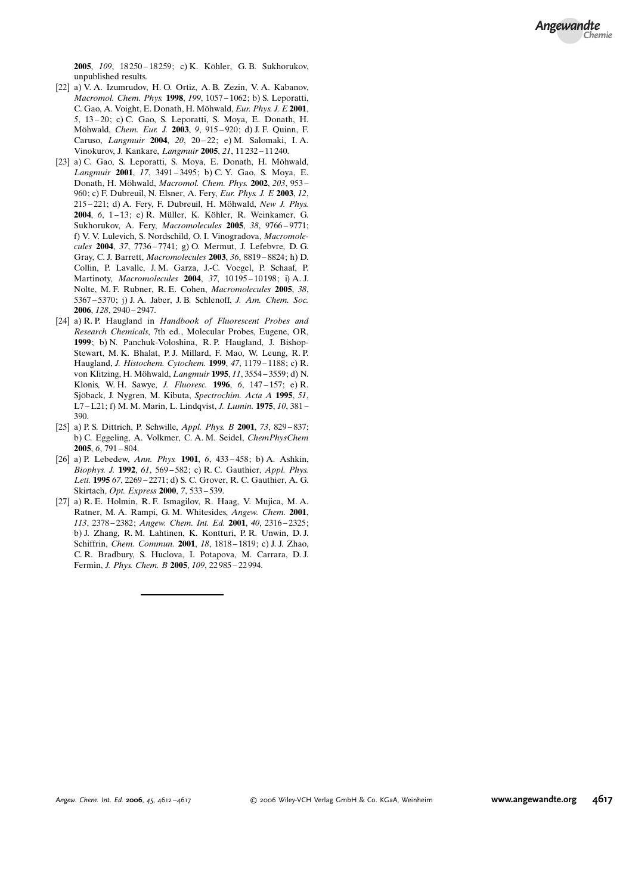**2005**, *109*, 18250 – 18259; c) K. Köhler, G. B. Sukhorukov, unpublished results.

[22] a) V. A. Izumrudov, H. O. Ortiz, A. B. Zezin, V. A. Kabanov, *Macromol. Chem. Phys.* **1998**, *199*, 1057 – 1062; b) S. Leporatti, C. Gao, A. Voight, E. Donath, H. Möhwald, *Eur. Phys. J. E* **2001**, *5*, 13 – 20; c) C. Gao, S. Leporatti, S. Moya, E. Donath, H. Möhwald, *Chem. Eur. J.* **2003**, *9*, 915 – 920; d) J. F. Quinn, F. Caruso, *Langmuir* **2004**, *20*, 20 – 22; e) M. Salomaki, I. A. Vinokurov, J. Kankare, *Langmuir* **2005**, *21*, 11 232 – 11 240.

[23] a) C. Gao, S. Leporatti, S. Moya, E. Donath, H. Möhwald, *Langmuir* **2001**, *17*, 3491 – 3495; b) C. Y. Gao, S. Moya, E. Donath, H. Möhwald, *Macromol. Chem. Phys.* **2002**, *203*, 953 – 960; c) F. Dubreuil, N. Elsner, A. Fery, *Eur. Phys. J. E* **2003**, *12*, 215 – 221; d) A. Fery, F. Dubreuil, H. Möhwald, *New J. Phys.* **2004**, *6*, 1 – 13; e) R. Müller, K. Köhler, R. Weinkamer, G. Sukhorukov, A. Fery, *Macromolecules* **2005**, *38*, 9766 – 9771; f) V. V. Lulevich, S. Nordschild, O. I. Vinogradova, *Macromolecules* **2004**, *37*, 7736 – 7741; g) O. Mermut, J. Lefebvre, D. G. Gray, C. J. Barrett, *Macromolecules* **2003**, *36*, 8819 – 8824; h) D. Collin, P. Lavalle, J. M. Garza, J.-C. Voegel, P. Schaaf, P. Martinoty, *Macromolecules* **2004**, *37*, 10 195 – 10 198; i) A. J. Nolte, M. F. Rubner, R. E. Cohen, *Macromolecules* **2005**, *38*, 5367 – 5370; j) J. A. Jaber, J. B. Schlenoff, *J. Am. Chem. Soc.* **2006**, *128*, 2940 – 2947.

[24] a) R. P. Haugland in *Handbook of Fluorescent Probes and Research Chemicals*, 7th ed., Molecular Probes, Eugene, OR, **1999**; b) N. Panchuk-Voloshina, R. P. Haugland, J. Bishop-Stewart, M. K. Bhalat, P. J. Millard, F. Mao, W. Leung, R. P. Haugland, *J. Histochem. Cytochem.* **1999**, *47*, 1179 – 1188; c) R. von Klitzing, H. Möhwald, *Langmuir* **1995**, *11*, 3554 – 3559; d) N. Klonis, W. H. Sawye, *J. Fluoresc.* **1996**, *6*, 147 – 157; e) R. Sjöback, J. Nygren, M. Kibuta, *Spectrochim. Acta A* **1995**, *51*, L7 – L21; f) M. M. Marin, L. Lindqvist, *J. Lumin.* **1975**, *10*, 381 – 390.

[25] a) P. S. Dittrich, P. Schwille, *Appl. Phys. B* **2001**, *73*, 829 – 837; b) C. Eggeling, A. Volkmer, C. A. M. Seidel, *ChemPhysChem* **2005**, *6*, 791 – 804.

[26] a) P. Lebedew, *Ann. Phys.* **1901**, *6*, 433 – 458; b) A. Ashkin, *Biophys. J.* **1992**, *61*, 569 – 582; c) R. C. Gauthier, *Appl. Phys. Lett.* **1995** *67*, 2269 – 2271; d) S. C. Grover, R. C. Gauthier, A. G. Skirtach, *Opt. Express* **2000**, *7*, 533 – 539.

[27] a) R. E. Holmin, R. F. Ismagilov, R. Haag, V. Mujica, M. A. Ratner, M. A. Rampi, G. M. Whitesides, *Angew. Chem.* **2001**, *113*, 2378 – 2382; *Angew. Chem. Int. Ed.* **2001**, *40*, 2316 – 2325; b) J. Zhang, R. M. Lahtinen, K. Kontturi, P. R. Unwin, D. J. Schiffrin, *Chem. Commun.* **2001**, *18*, 1818 – 1819; c) J. J. Zhao, C. R. Bradbury, S. Huclova, I. Potapova, M. Carrara, D. J. Fermin, *J. Phys. Chem. B* **2005**, *109*, 22 985 – 22 994.